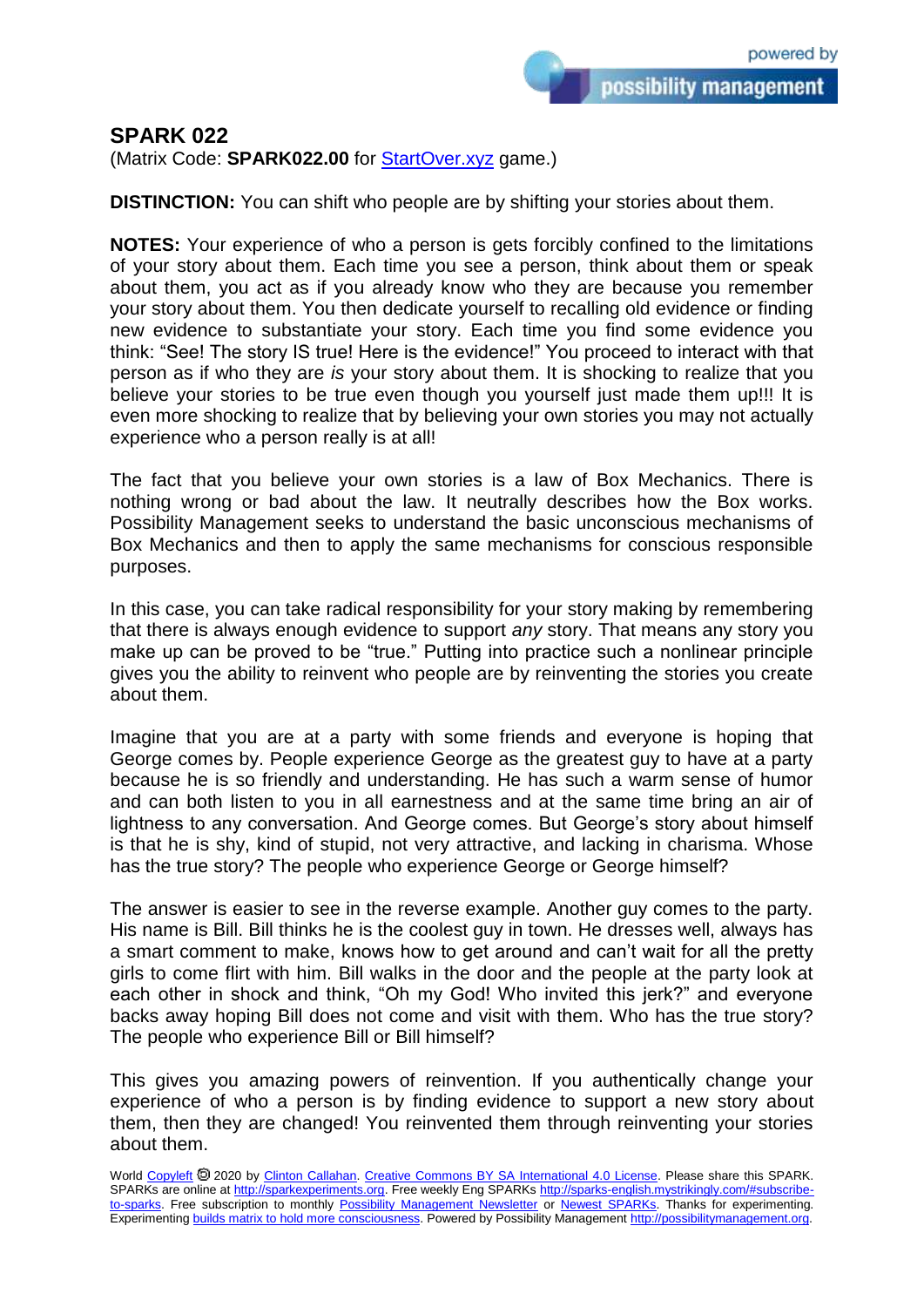# SPARK 022

(Matrix Code: **SPARK022.00** for [StartOver.xyz](StartOver.xyz) game.)

**DISTINCTION:** You can shift who people are by shifting your stories about them.

**NOTES:** Your experience of who a person is gets forcibly confined to the limitations of your story about them. Each time you see a person, think about them or speak about them, you act as if you already know who they are because you remember your story about them. You then dedicate yourself to recalling old evidence or finding new evidence to substantiate your story. Each time you find some evidence you think: "See! The story IS true! Here is the evidence!" You proceed to interact with that person as if who they are *is* your story about them. It is shocking to realize that you believe your stories to be true even though you yourself just made them up!!! It is even more shocking to realize that by believing your own stories you may not actually experience who a person really is at all!

The fact that you believe your own stories is a law of Box Mechanics. There is nothing wrong or bad about the law. It neutrally describes how the Box works. Possibility Management seeks to understand the basic unconscious mechanisms of Box Mechanics and then to apply the same mechanisms for conscious responsible purposes.

In this case, you can take radical responsibility for your story making by remembering that there is always enough evidence to support *any* story. That means any story you make up can be proved to be "true." Putting into practice such a nonlinear principle gives you the ability to reinvent who people are by reinventing the stories you create about them.

Imagine that you are at a party with some friends and everyone is hoping that George comes by. People experience George as the greatest guy to have at a party because he is so friendly and understanding. He has such a warm sense of humor and can both listen to you in all earnestness and at the same time bring an air of lightness to any conversation. And George comes. But George's story about himself is that he is shy, kind of stupid, not very attractive, and lacking in charisma. Whose has the true story? The people who experience George or George himself?

The answer is easier to see in the reverse example. Another guy comes to the party. His name is Bill. Bill thinks he is the coolest guy in town. He dresses well, always has a smart comment to make, knows how to get around and can't wait for all the pretty girls to come flirt with him. Bill walks in the door and the people at the party look at each other in shock and think, "Oh my God! Who invited this jerk?" and everyone backs away hoping Bill does not come and visit with them. Who has the true story? The people who experience Bill or Bill himself?

This gives you amazing powers of reinvention. If you authentically change your experience of who a person is by finding evidence to support a new story about them, then they are changed! You reinvented them through reinventing your stories about them.

World Copyleft 🄯 2020 by Clinton Callahan. Creative Commons BY SA International 4.0 License. Please share this SPARK. SPARKs are online at http://sparkexperiments.org. Free weekly Eng SPARKs http://sparks-english.mystrikingly.com/#subscribe-to-sparks. Free subscription to monthly Possibility Management Newsletter or Newest SPARKs. Thanks for experimenting. Experimenting builds matrix to hold more consciousness. Powered by Possibility Management http://possibilitymanagement.org.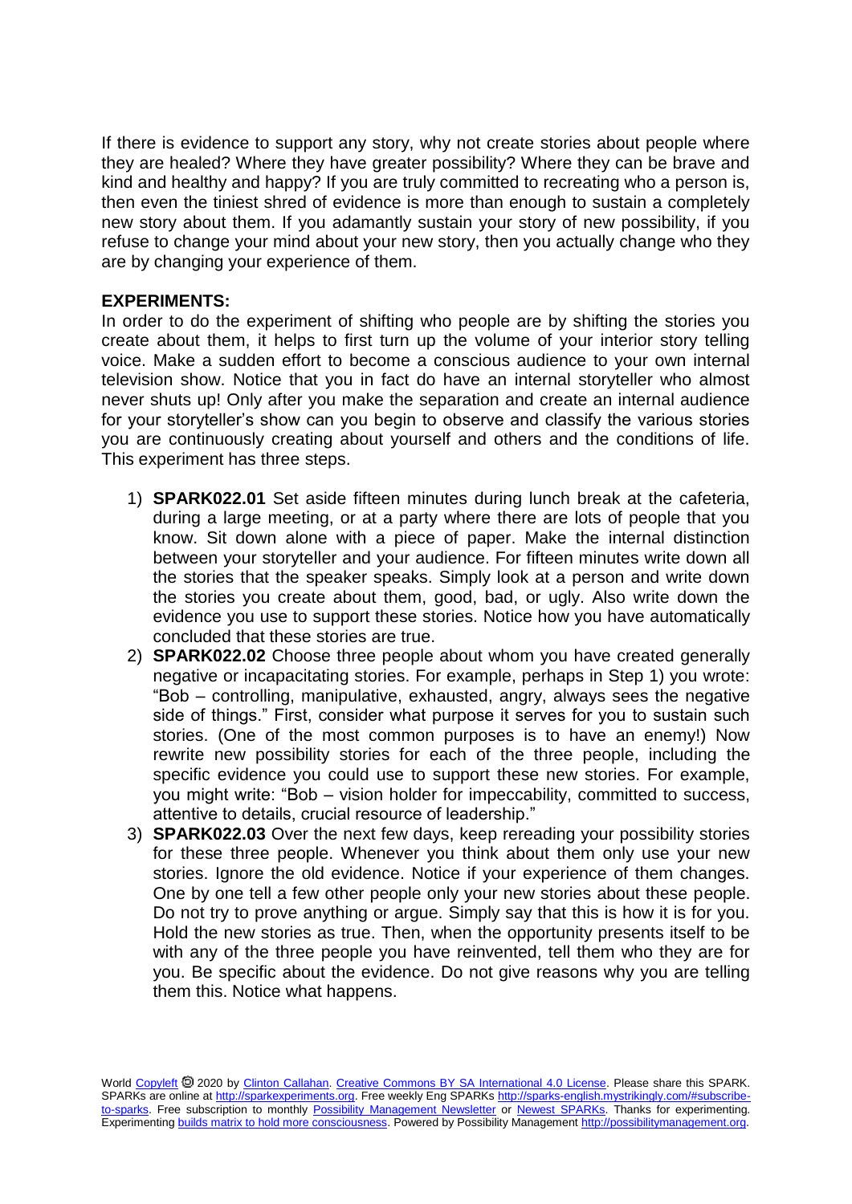If there is evidence to support any story, why not create stories about people where they are healed? Where they have greater possibility? Where they can be brave and kind and healthy and happy? If you are truly committed to recreating who a person is, then even the tiniest shred of evidence is more than enough to sustain a completely new story about them. If you adamantly sustain your story of new possibility, if you refuse to change your mind about your new story, then you actually change who they are by changing your experience of them.

**EXPERIMENTS:**
In order to do the experiment of shifting who people are by shifting the stories you create about them, it helps to first turn up the volume of your interior story telling voice. Make a sudden effort to become a conscious audience to your own internal television show. Notice that you in fact do have an internal storyteller who almost never shuts up! Only after you make the separation and create an internal audience for your storyteller's show can you begin to observe and classify the various stories you are continuously creating about yourself and others and the conditions of life. This experiment has three steps.

1) **SPARK022.01** Set aside fifteen minutes during lunch break at the cafeteria, during a large meeting, or at a party where there are lots of people that you know. Sit down alone with a piece of paper. Make the internal distinction between your storyteller and your audience. For fifteen minutes write down all the stories that the speaker speaks. Simply look at a person and write down the stories you create about them, good, bad, or ugly. Also write down the evidence you use to support these stories. Notice how you have automatically concluded that these stories are true.
2) **SPARK022.02** Choose three people about whom you have created generally negative or incapacitating stories. For example, perhaps in Step 1) you wrote: "Bob – controlling, manipulative, exhausted, angry, always sees the negative side of things." First, consider what purpose it serves for you to sustain such stories. (One of the most common purposes is to have an enemy!) Now rewrite new possibility stories for each of the three people, including the specific evidence you could use to support these new stories. For example, you might write: "Bob – vision holder for impeccability, committed to success, attentive to details, crucial resource of leadership."
3) **SPARK022.03** Over the next few days, keep rereading your possibility stories for these three people. Whenever you think about them only use your new stories. Ignore the old evidence. Notice if your experience of them changes. One by one tell a few other people only your new stories about these people. Do not try to prove anything or argue. Simply say that this is how it is for you. Hold the new stories as true. Then, when the opportunity presents itself to be with any of the three people you have reinvented, tell them who they are for you. Be specific about the evidence. Do not give reasons why you are telling them this. Notice what happens.

World Copyleft 🄯 2020 by Clinton Callahan. Creative Commons BY SA International 4.0 License. Please share this SPARK. SPARKs are online at http://sparkexperiments.org. Free weekly Eng SPARKs http://sparks-english.mystrikingly.com/#subscribe-to-sparks. Free subscription to monthly Possibility Management Newsletter or Newest SPARKs. Thanks for experimenting. Experimenting builds matrix to hold more consciousness. Powered by Possibility Management http://possibilitymanagement.org.